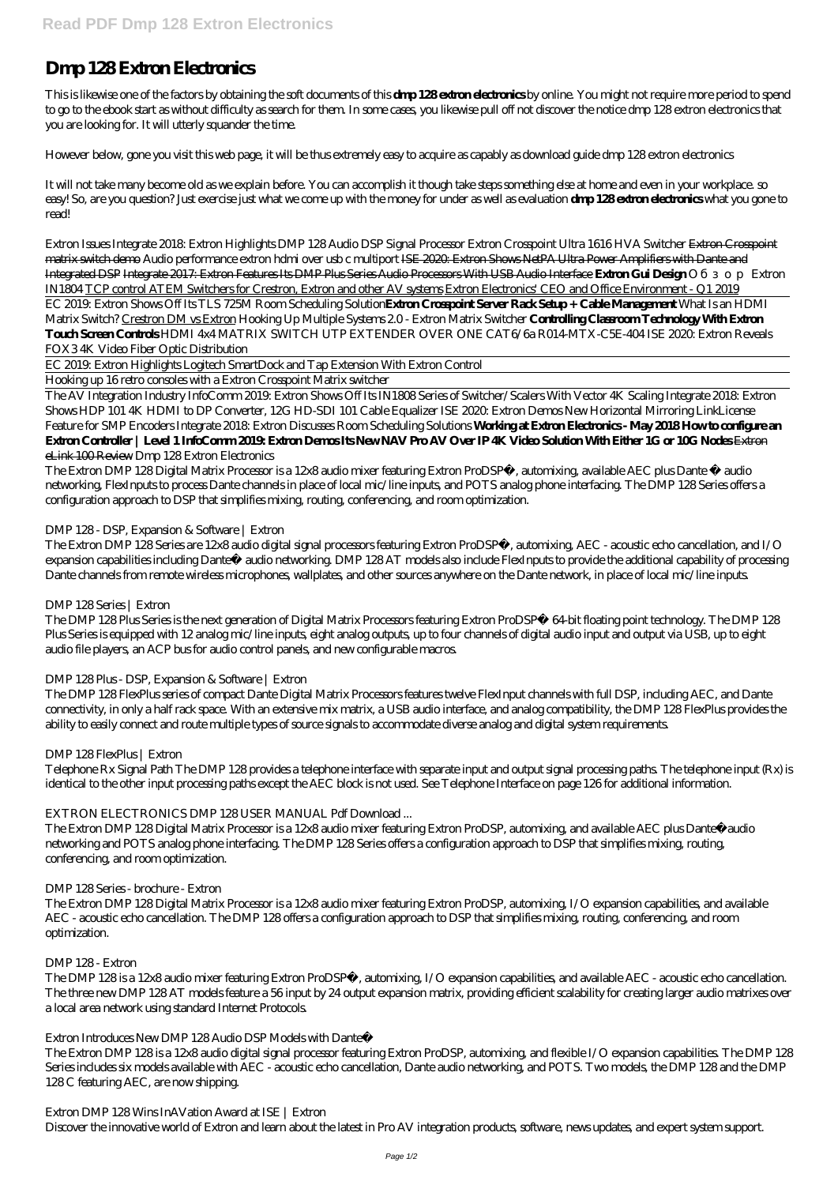# Dmp 128 Extron Electronics

This is likewise one of the factors by obtaining the soft documents of this **dmp 128 extron electronics** by online. You might not require more period to spend to go to the ebook start as without difficulty as search for them. In some cases, you likewise pull off not discover the notice dmp 128 extron electronics that you are looking for. It will utterly squander the time.

However below, gone you visit this web page, it will be thus extremely easy to acquire as capably as download guide dmp 128 extron electronics

It will not take many become old as we explain before. You can accomplish it though take steps something else at home and even in your workplace. so easy! So, are you question? Just exercise just what we come up with the money for under as well as evaluation **dmp 128 extron electronics** what you gone to read!

*Extron Issues Integrate 2018: Extron Highlights DMP 128 Audio DSP Signal Processor Extron Crosspoint Ultra 1616 HVA Switcher* Extron Crosspoint matrix switch demo *Audio performance extron hdmi over usb c multiport* ISE 2020: Extron Shows NetPA Ultra Power Amplifiers with Dante and Integrated DSP Integrate 2017: Extron Features Its DMP Plus Series Audio Processors With USB Audio Interface **Extron Gui Design** *Обзор Extron IN1804* TCP control ATEM Switchers for Crestron, Extron and other AV systems Extron Electronics' CEO and Office Environment - Q1 2019

EC 2019: Extron Shows Off Its TLS 725M Room Scheduling Solution**Extron Crosspoint Server Rack Setup + Cable Management** *What Is an HDMI Matrix Switch?* Crestron DM vs Extron *Hooking Up Multiple Systems 2.0 - Extron Matrix Switcher* **Controlling Classroom Technology With Extron Touch Screen Controls** *HDMI 4x4 MATRIX SWITCH UTP EXTENDER OVER ONE CAT6/6a R014-MTX-C5E-404* *ISE 2020: Extron Reveals FOX3 4K Video Fiber Optic Distribution*

EC 2019: Extron Highlights Logitech SmartDock and Tap Extension With Extron Control

Hooking up 16 retro consoles with a Extron Crosspoint Matrix switcher

The AV Integration Industry InfoComm 2019: Extron Shows Off Its IN1808 Series of Switcher/Scalers With Vector 4K Scaling *Integrate 2018: Extron Shows HDP 101 4K HDMI to DP Converter, 12G HD-SDI 101 Cable Equalizer* *ISE 2020: Extron Demos New Horizontal Mirroring LinkLicense Feature for SMP Encoders* *Integrate 2018: Extron Discusses Room Scheduling Solutions* **Working at Extron Electronics - May 2018 How to configure an Extron Controller | Level 1 InfoComm 2019: Extron Demos Its New NAV Pro AV Over IP 4K Video Solution With Either 1G or 10G Nodes** Extron eLink 100 Review *Dmp 128 Extron Electronics*

The Extron DMP 128 Digital Matrix Processor is a 12x8 audio mixer featuring Extron ProDSP™, automixing, available AEC plus Dante ™ audio networking, FlexInputs to process Dante channels in place of local mic/line inputs, and POTS analog phone interfacing. The DMP 128 Series offers a configuration approach to DSP that simplifies mixing, routing, conferencing, and room optimization.

*DMP 128 - DSP, Expansion & Software | Extron*

The Extron DMP 128 Series are 12x8 audio digital signal processors featuring Extron ProDSP™, automixing, AEC - acoustic echo cancellation, and I/O expansion capabilities including Dante™ audio networking. DMP 128 AT models also include FlexInputs to provide the additional capability of processing Dante channels from remote wireless microphones, wallplates, and other sources anywhere on the Dante network, in place of local mic/line inputs.

*DMP 128 Series | Extron*

The DMP 128 Plus Series is the next generation of Digital Matrix Processors featuring Extron ProDSP™ 64-bit floating point technology. The DMP 128 Plus Series is equipped with 12 analog mic/line inputs, eight analog outputs, up to four channels of digital audio input and output via USB, up to eight audio file players, an ACP bus for audio control panels, and new configurable macros.

*DMP 128 Plus - DSP, Expansion & Software | Extron*

The DMP 128 FlexPlus series of compact Dante Digital Matrix Processors features twelve FlexInput channels with full DSP, including AEC, and Dante connectivity, in only a half rack space. With an extensive mix matrix, a USB audio interface, and analog compatibility, the DMP 128 FlexPlus provides the ability to easily connect and route multiple types of source signals to accommodate diverse analog and digital system requirements.

*DMP 128 FlexPlus | Extron*

Telephone Rx Signal Path The DMP 128 provides a telephone interface with separate input and output signal processing paths. The telephone input (Rx) is identical to the other input processing paths except the AEC block is not used. See Telephone Interface on page 126 for additional information.

*EXTRON ELECTRONICS DMP 128 USER MANUAL Pdf Download ...*

The Extron DMP 128 Digital Matrix Processor is a 12x8 audio mixer featuring Extron ProDSP, automixing, and available AEC plus Dante™ audio networking and POTS analog phone interfacing. The DMP 128 Series offers a configuration approach to DSP that simplifies mixing, routing, conferencing, and room optimization.

*DMP 128 Series - brochure - Extron*

The Extron DMP 128 Digital Matrix Processor is a 12x8 audio mixer featuring Extron ProDSP, automixing, I/O expansion capabilities, and available AEC - acoustic echo cancellation. The DMP 128 offers a configuration approach to DSP that simplifies mixing, routing, conferencing, and room optimization.

*DMP 128 - Extron*

The DMP 128 is a 12x8 audio mixer featuring Extron ProDSP™, automixing, I/O expansion capabilities, and available AEC - acoustic echo cancellation. The three new DMP 128 AT models feature a 56 input by 24 output expansion matrix, providing efficient scalability for creating larger audio matrixes over a local area network using standard Internet Protocols.

*Extron Introduces New DMP 128 Audio DSP Models with Dante™*

The Extron DMP 128 is a 12x8 audio digital signal processor featuring Extron ProDSP, automixing, and flexible I/O expansion capabilities. The DMP 128 Series includes six models available with AEC - acoustic echo cancellation, Dante audio networking, and POTS. Two models, the DMP 128 and the DMP 128 C featuring AEC, are now shipping.

*Extron DMP 128 Wins InAVation Award at ISE | Extron*

Discover the innovative world of Extron and learn about the latest in Pro AV integration products, software, news updates, and expert system support.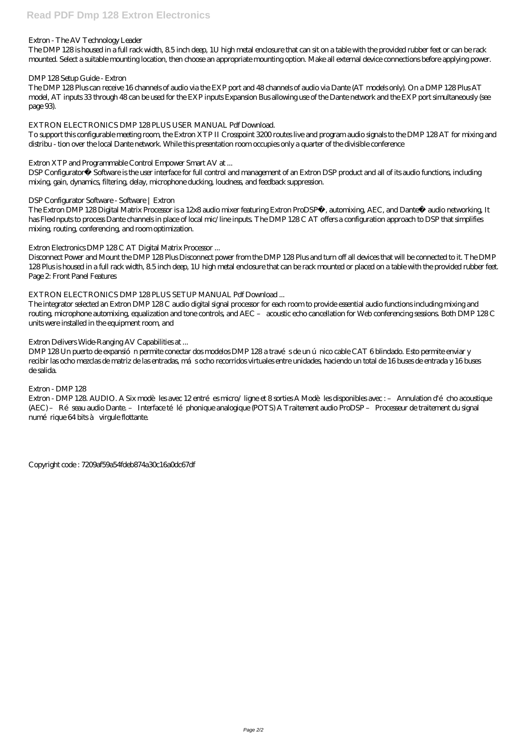Extron - The AV Technology Leader

The DMP 128 is housed in a full rack width, 8.5 inch deep, 1U high metal enclosure that can sit on a table with the provided rubber feet or can be rack mounted. Select a suitable mounting location, then choose an appropriate mounting option. Make all external device connections before applying power.

DMP 128 Setup Guide - Extron

The DMP 128 Plus can receive 16 channels of audio via the EXP port and 48 channels of audio via Dante (AT models only). On a DMP 128 Plus AT model, AT inputs 33 through 48 can be used for the EXP inputs Expansion Bus allowing use of the Dante network and the EXP port simultaneously (see page 93).

EXTRON ELECTRONICS DMP 128 PLUS USER MANUAL Pdf Download.

To support this configurable meeting room, the Extron XTP II Crosspoint 3200 routes live and program audio signals to the DMP 128 AT for mixing and distribu - tion over the local Dante network. While this presentation room occupies only a quarter of the divisible conference

Extron XTP and Programmable Control Empower Smart AV at ...

DSP Configurator™ Software is the user interface for full control and management of an Extron DSP product and all of its audio functions, including mixing, gain, dynamics, filtering, delay, microphone ducking, loudness, and feedback suppression.

DSP Configurator Software - Software | Extron

The Extron DMP 128 Digital Matrix Processor is a 12x8 audio mixer featuring Extron ProDSP™, automixing, AEC, and Dante™ audio networking, It has FlexInputs to process Dante channels in place of local mic/line inputs. The DMP 128 C AT offers a configuration approach to DSP that simplifies mixing, routing, conferencing, and room optimization.

Extron Electronics DMP 128 C AT Digital Matrix Processor ...

Disconnect Power and Mount the DMP 128 Plus Disconnect power from the DMP 128 Plus and turn off all devices that will be connected to it. The DMP 128 Plus is housed in a full rack width, 8.5 inch deep, 1U high metal enclosure that can be rack mounted or placed on a table with the provided rubber feet. Page 2: Front Panel Features

EXTRON ELECTRONICS DMP 128 PLUS SETUP MANUAL Pdf Download ...

The integrator selected an Extron DMP 128 C audio digital signal processor for each room to provide essential audio functions including mixing and routing, microphone automixing, equalization and tone controls, and AEC – acoustic echo cancellation for Web conferencing sessions. Both DMP 128 C units were installed in the equipment room, and

Extron Delivers Wide-Ranging AV Capabilities at ...

DMP 128 Un puerto de expansión permite conectar dos modelos DMP 128 a través de un único cable CAT 6 blindado. Esto permite enviar y recibir las ocho mezclas de matriz de las entradas, más ocho recorridos virtuales entre unidades, haciendo un total de 16 buses de entrada y 16 buses de salida.

Extron - DMP 128

Extron - DMP 128. AUDIO. A Six modèles avec 12 entrées micro/ ligne et 8 sorties A Modèles disponibles avec : – Annulation d'écho acoustique (AEC) – Réseau audio Dante. – Interface téléphonique analogique (POTS) A Traitement audio ProDSP – Processeur de traitement du signal numérique 64 bits à virgule flottante.

Copyright code : 7209af59a54fdeb874a30c16a0dc67df